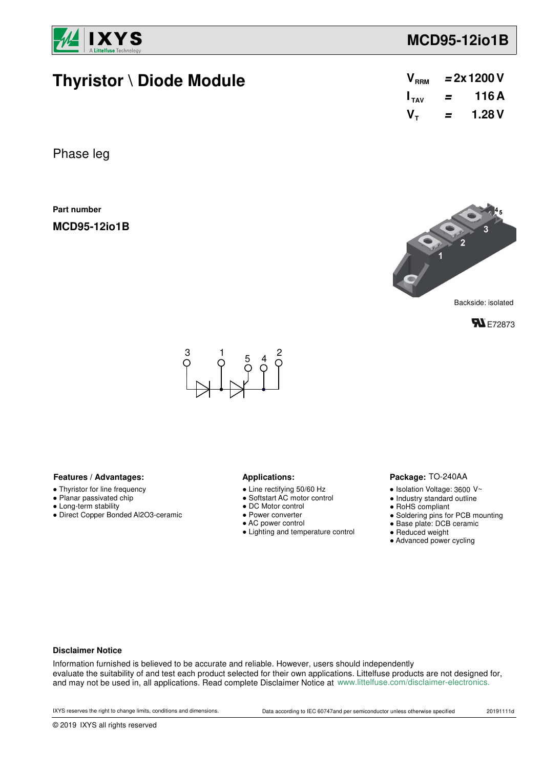# Thyristor \ Diode Module

| | | |
|---|---|---|
| $V_{RRM}$ | = | 2x 1200 V |
| $I_{TAV}$ | = | 116 A |
| $V_T$ | = | 1.28 V |

Phase leg

**Part number**

**MCD95-12io1B**

Backside: isolated

E72873

**Features / Advantages:**

- Thyristor for line frequency
- Planar passivated chip
- Long-term stability
- Direct Copper Bonded Al2O3-ceramic

**Applications:**

- Line rectifying 50/60 Hz
- Softstart AC motor control
- DC Motor control
- Power converter
- AC power control
- Lighting and temperature control

**Package:** TO-240AA

- Isolation Voltage: 3600 V~
- Industry standard outline
- RoHS compliant
- Soldering pins for PCB mounting
- Base plate: DCB ceramic
- Reduced weight
- Advanced power cycling

**Disclaimer Notice**

Information furnished is believed to be accurate and reliable. However, users should independently evaluate the suitability of and test each product selected for their own applications. Littelfuse products are not designed for, and may not be used in, all applications. Read complete Disclaimer Notice at www.littelfuse.com/disclaimer-electronics.

IXYS reserves the right to change limits, conditions and dimensions. Data according to IEC 60747and per semiconductor unless otherwise specified 20191111d

© 2019 IXYS all rights reserved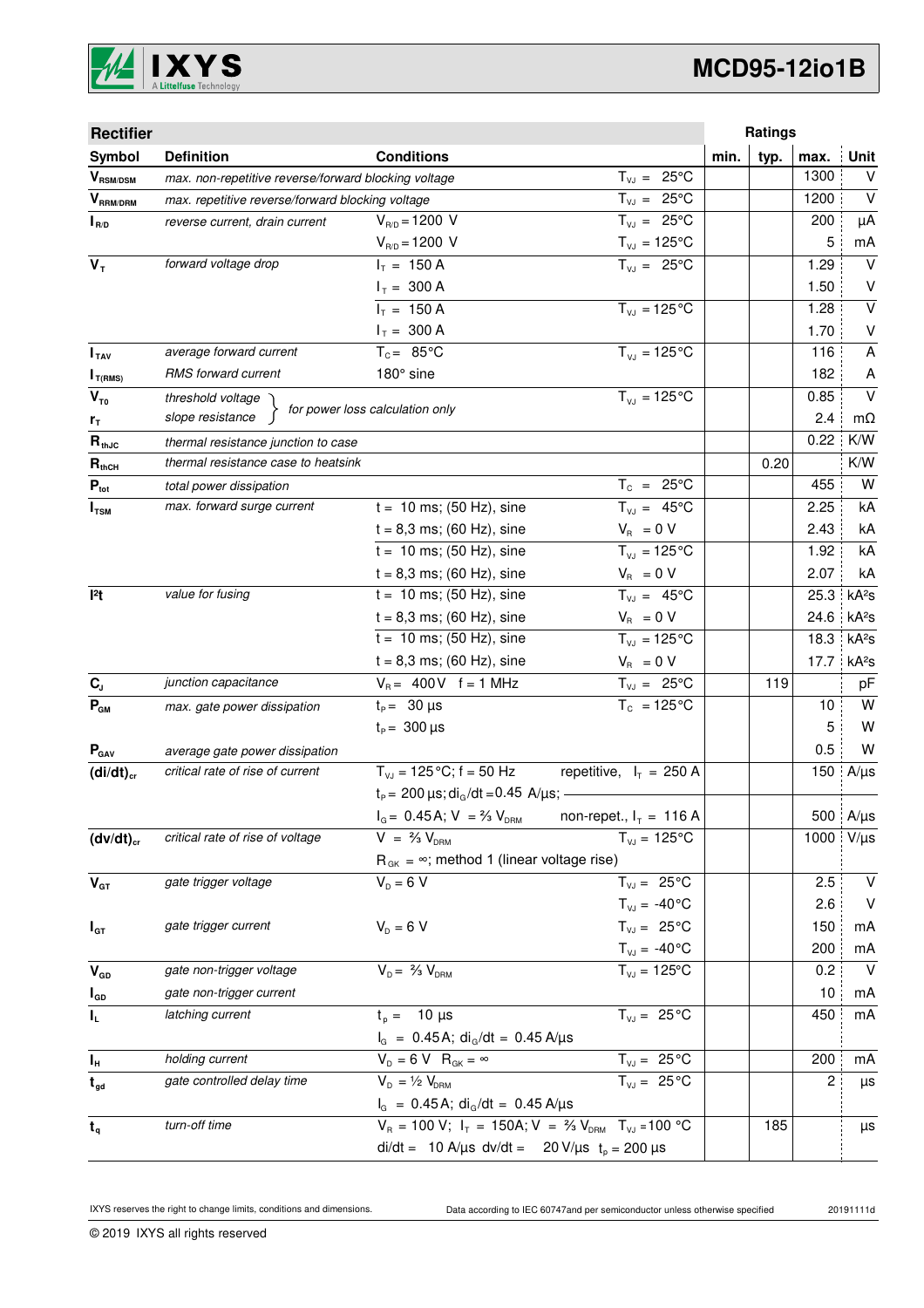## Rectifier

| Symbol | Definition | Conditions | | min. | typ. | max. | Unit |
|---|---|---|---|---|---|---|---|
| $V_{RSM/DSM}$ | max. non-repetitive reverse/forward blocking voltage | | $T_{VJ}$ = 25°C | | | 1300 | V |
| $V_{RRM/DRM}$ | max. repetitive reverse/forward blocking voltage | | $T_{VJ}$ = 25°C | | | 1200 | V |
| $I_{R/D}$ | reverse current, drain current | $V_{R/D}$ = 1200 V | $T_{VJ}$ = 25°C | | | 200 | µA |
| | | $V_{R/D}$ = 1200 V | $T_{VJ}$ = 125°C | | | 5 | mA |
| $V_T$ | forward voltage drop | $I_T$ = 150 A | $T_{VJ}$ = 25°C | | | 1.29 | V |
| | | $I_T$ = 300 A | | | | 1.50 | V |
| | | $I_T$ = 150 A | $T_{VJ}$ = 125°C | | | 1.28 | V |
| | | $I_T$ = 300 A | | | | 1.70 | V |
| $I_{TAV}$ | average forward current | $T_C$ = 85°C | $T_{VJ}$ = 125°C | | | 116 | A |
| $I_{T(RMS)}$ | RMS forward current | 180° sine | | | | 182 | A |
| $V_{T0}$ | threshold voltage | for power loss calculation only | $T_{VJ}$ = 125°C | | | 0.85 | V |
| $r_T$ | slope resistance | for power loss calculation only | | | | 2.4 | mΩ |
| $R_{thJC}$ | thermal resistance junction to case | | | | | 0.22 | K/W |
| $R_{thCH}$ | thermal resistance case to heatsink | | | | 0.20 | | K/W |
| $P_{tot}$ | total power dissipation | | $T_C$ = 25°C | | | 455 | W |
| $I_{TSM}$ | max. forward surge current | t = 10 ms; (50 Hz), sine | $T_{VJ}$ = 45°C | | | 2.25 | kA |
| | | t = 8,3 ms; (60 Hz), sine | $V_R$ = 0 V | | | 2.43 | kA |
| | | t = 10 ms; (50 Hz), sine | $T_{VJ}$ = 125°C | | | 1.92 | kA |
| | | t = 8,3 ms; (60 Hz), sine | $V_R$ = 0 V | | | 2.07 | kA |
| $I^2t$ | value for fusing | t = 10 ms; (50 Hz), sine | $T_{VJ}$ = 45°C | | | 25.3 | kA²s |
| | | t = 8,3 ms; (60 Hz), sine | $V_R$ = 0 V | | | 24.6 | kA²s |
| | | t = 10 ms; (50 Hz), sine | $T_{VJ}$ = 125°C | | | 18.3 | kA²s |
| | | t = 8,3 ms; (60 Hz), sine | $V_R$ = 0 V | | | 17.7 | kA²s |
| $C_J$ | junction capacitance | $V_R$ = 400 V f = 1 MHz | $T_{VJ}$ = 25°C | | 119 | | pF |
| $P_{GM}$ | max. gate power dissipation | $t_P$ = 30 µs | $T_C$ = 125°C | | | 10 | W |
| | | $t_P$ = 300 µs | | | | 5 | W |
| $P_{GAV}$ | average gate power dissipation | | | | | 0.5 | W |
| $(di/dt)_{cr}$ | critical rate of rise of current | $T_{VJ}$ = 125°C; f = 50 Hz; $t_P$ = 200 µs; $di_G/dt$ = 0.45 A/µs; | repetitive, $I_T$ = 250 A | | | 150 | A/µs |
| | | $I_G$ = 0.45 A; V = ⅔ $V_{DRM}$ | non-repet., $I_T$ = 116 A | | | 500 | A/µs |
| $(dv/dt)_{cr}$ | critical rate of rise of voltage | V = ⅔ $V_{DRM}$; $R_{GK}$ = ∞; method 1 (linear voltage rise) | $T_{VJ}$ = 125°C | | | 1000 | V/µs |
| $V_{GT}$ | gate trigger voltage | $V_D$ = 6 V | $T_{VJ}$ = 25°C | | | 2.5 | V |
| | | | $T_{VJ}$ = -40°C | | | 2.6 | V |
| $I_{GT}$ | gate trigger current | $V_D$ = 6 V | $T_{VJ}$ = 25°C | | | 150 | mA |
| | | | $T_{VJ}$ = -40°C | | | 200 | mA |
| $V_{GD}$ | gate non-trigger voltage | $V_D$ = ⅔ $V_{DRM}$ | $T_{VJ}$ = 125°C | | | 0.2 | V |
| $I_{GD}$ | gate non-trigger current | | | | | 10 | mA |
| $I_L$ | latching current | $t_p$ = 10 µs; $I_G$ = 0.45 A; $di_G/dt$ = 0.45 A/µs | $T_{VJ}$ = 25°C | | | 450 | mA |
| $I_H$ | holding current | $V_D$ = 6 V $R_{GK}$ = ∞ | $T_{VJ}$ = 25°C | | | 200 | mA |
| $t_{gd}$ | gate controlled delay time | $V_D$ = ½ $V_{DRM}$; $I_G$ = 0.45 A; $di_G/dt$ = 0.45 A/µs | $T_{VJ}$ = 25°C | | | 2 | µs |
| $t_q$ | turn-off time | $V_R$ = 100 V; $I_T$ = 150A; V = ⅔ $V_{DRM}$; di/dt = 10 A/µs dv/dt = 20 V/µs $t_p$ = 200 µs | $T_{VJ}$ = 100 °C | | 185 | | µs |

IXYS reserves the right to change limits, conditions and dimensions.

Data according to IEC 60747and per semiconductor unless otherwise specified

20191111d

© 2019 IXYS all rights reserved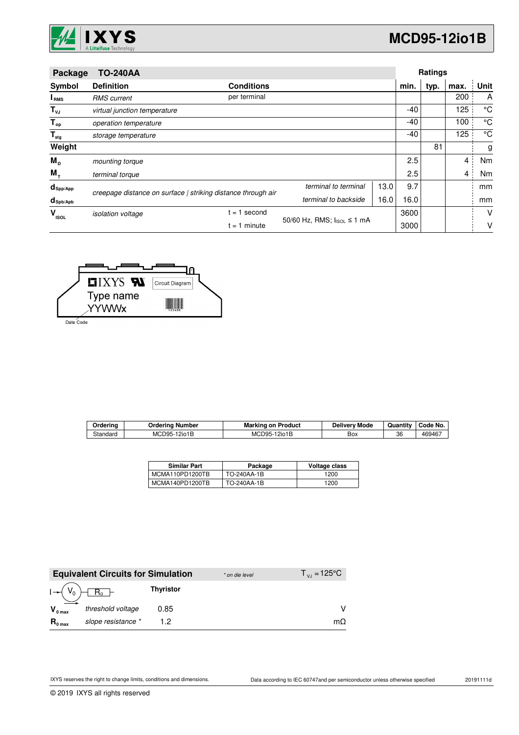| Package | TO-240AA | | | | Ratings | | | |
|---|---|---|---|---|---|---|---|---|
| **Symbol** | **Definition** | **Conditions** | | | **min.** | **typ.** | **max.** | **Unit** |
| $I_{RMS}$ | *RMS current* | per terminal | | | | | 200 | A |
| $T_{VJ}$ | *virtual junction temperature* | | | | -40 | | 125 | °C |
| $T_{op}$ | *operation temperature* | | | | -40 | | 100 | °C |
| $T_{stg}$ | *storage temperature* | | | | -40 | | 125 | °C |
| **Weight** | | | | | | 81 | | g |
| $M_D$ | *mounting torque* | | | | 2.5 | | 4 | Nm |
| $M_T$ | *terminal torque* | | | | 2.5 | | 4 | Nm |
| $d_{Spp/App}$ | *creepage distance on surface \| striking distance through air* | | *terminal to terminal* | 13.0 | 9.7 | | | mm |
| $d_{Spb/Apb}$ | | | *terminal to backside* | 16.0 | 16.0 | | | mm |
| $V_{ISOL}$ | *isolation voltage* | t = 1 second | 50/60 Hz, RMS; $I_{ISOL}$ ≤ 1 mA | | 3600 | | | V |
| | | t = 1 minute | | | 3000 | | | V |

IXYS
Type name
YYWWx
Circuit Diagram
Date Code

| Ordering | Ordering Number | Marking on Product | Delivery Mode | Quantity | Code No. |
|---|---|---|---|---|---|
| Standard | MCD95-12io1B | MCD95-12io1B | Box | 36 | 469467 |

| Similar Part | Package | Voltage class |
|---|---|---|
| MCMA110PD1200TB | TO-240AA-1B | 1200 |
| MCMA140PD1200TB | TO-240AA-1B | 1200 |

| **Equivalent Circuits for Simulation** | | *\* on die level* | $T_{VJ} = 125°C$ |
|---|---|---|---|
| I → $V_0$ — $R_0$ | | **Thyristor** | |
| $V_{0\,max}$ | *threshold voltage* | 0.85 | V |
| $R_{0\,max}$ | *slope resistance \** | 1.2 | mΩ |

IXYS reserves the right to change limits, conditions and dimensions.

Data according to IEC 60747and per semiconductor unless otherwise specified

20191111d

© 2019 IXYS all rights reserved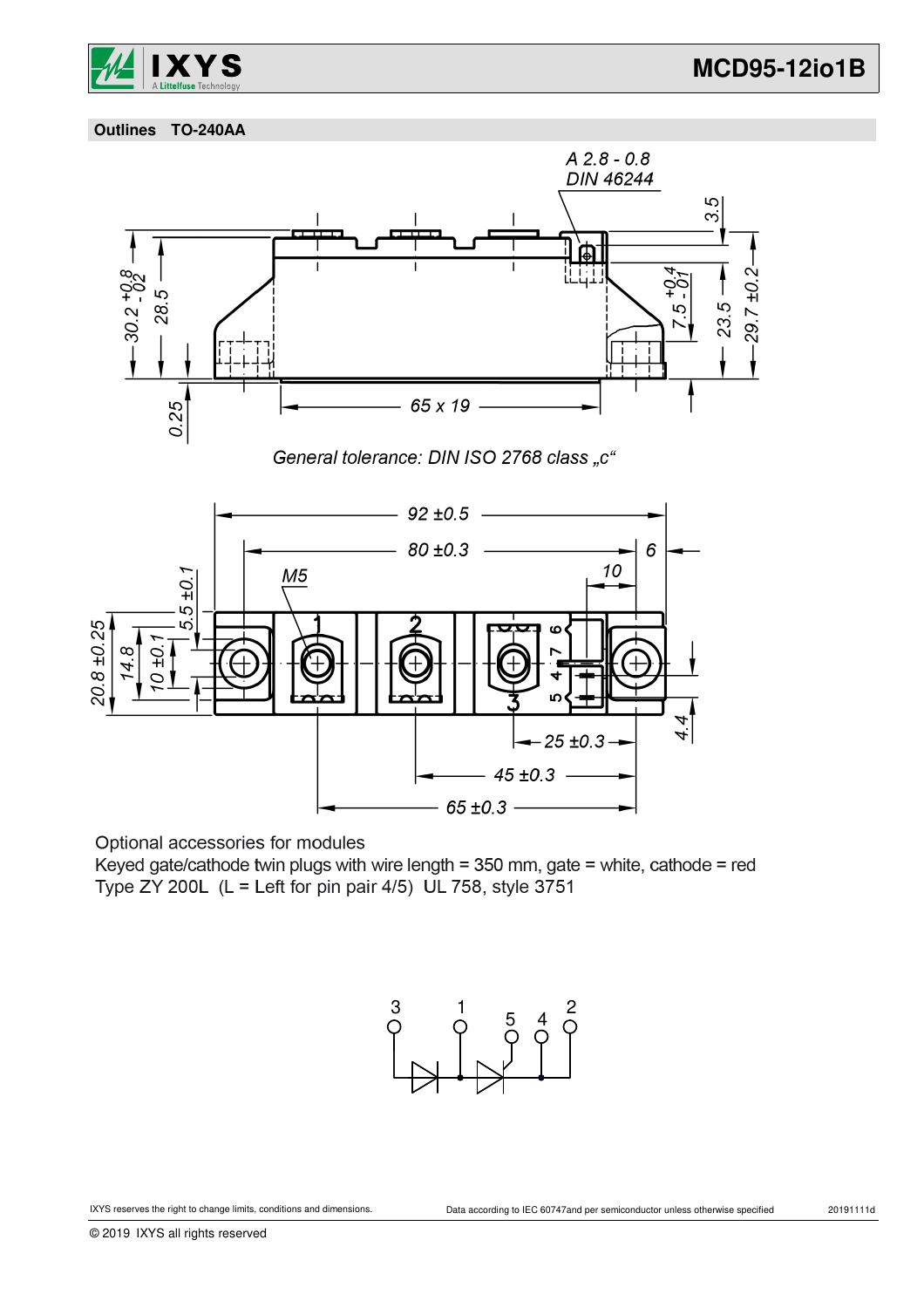## Outlines TO-240AA

A 2.8 - 0.8
DIN 46244

General tolerance: DIN ISO 2768 class „c"

Optional accessories for modules
Keyed gate/cathode twin plugs with wire length = 350 mm, gate = white, cathode = red
Type ZY 200L (L = Left for pin pair 4/5) UL 758, style 3751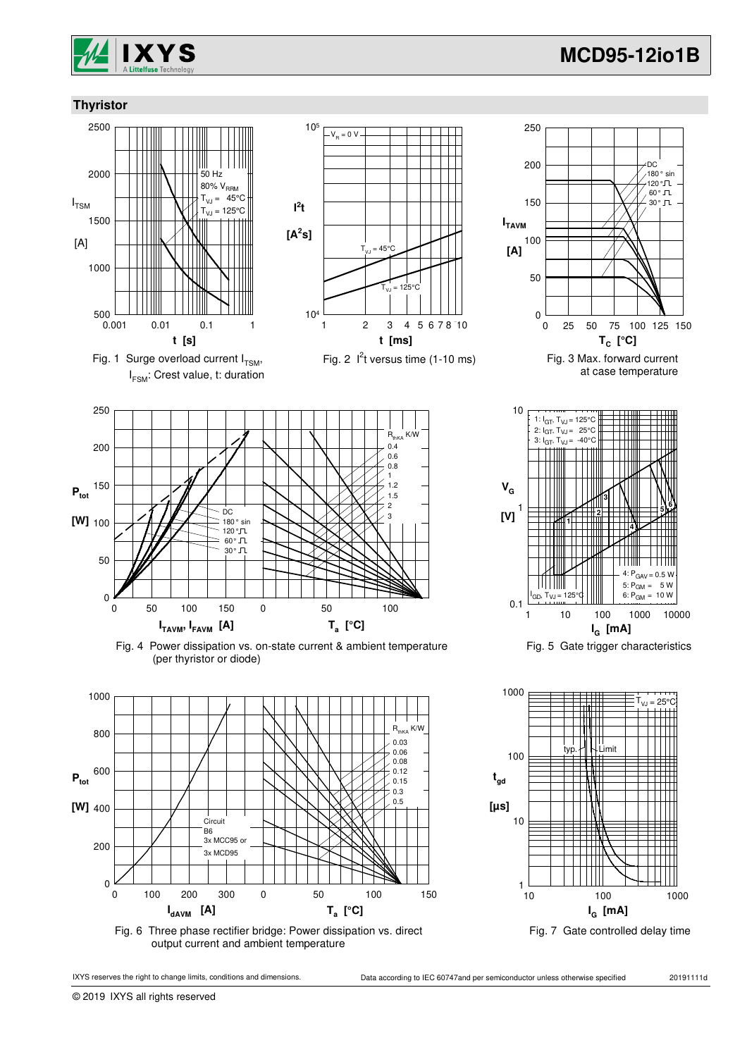## Thyristor

Fig. 1 Surge overload current $I_{TSM}$, $I_{FSM}$: Crest value, t: duration

Fig. 2 $I^2t$ versus time (1-10 ms)

Fig. 3 Max. forward current at case temperature

Fig. 4 Power dissipation vs. on-state current & ambient temperature (per thyristor or diode)

Fig. 5 Gate trigger characteristics

Fig. 6 Three phase rectifier bridge: Power dissipation vs. direct output current and ambient temperature

Fig. 7 Gate controlled delay time

IXYS reserves the right to change limits, conditions and dimensions. Data according to IEC 60747and per semiconductor unless otherwise specified 20191111d

© 2019 IXYS all rights reserved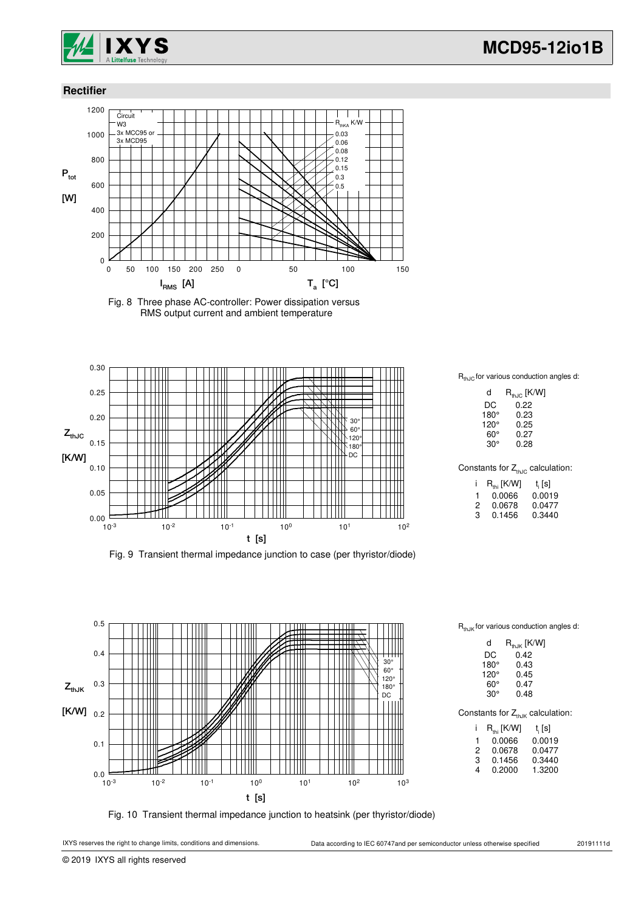## Rectifier

1200
1000
800
600
400
200
0

$P_{tot}$

[W]

Circuit
W3
3x MCC95 or
3x MCD95

0 50 100 150 200 250

$I_{RMS}$ [A]

$R_{thKA}$ K/W
0.03
0.06
0.08
0.12
0.15
0.3
0.5

0 50 100 150

$T_a$ [°C]

Fig. 8 Three phase AC-controller: Power dissipation versus RMS output current and ambient temperature

0.30
0.25
0.20
0.15
0.10
0.05
0.00

$Z_{thJC}$

[K/W]

30°
60°
120°
180°
DC

$10^{-3}$ $10^{-2}$ $10^{-1}$ $10^{0}$ $10^{1}$ $10^{2}$

t [s]

Fig. 9 Transient thermal impedance junction to case (per thyristor/diode)

$R_{thJC}$ for various conduction angles d:

| d | $R_{thJC}$ [K/W] |
|---|---|
| DC | 0.22 |
| 180° | 0.23 |
| 120° | 0.25 |
| 60° | 0.27 |
| 30° | 0.28 |

Constants for $Z_{thJC}$ calculation:

| i | $R_{thi}$ [K/W] | $t_i$ [s] |
|---|---|---|
| 1 | 0.0066 | 0.0019 |
| 2 | 0.0678 | 0.0477 |
| 3 | 0.1456 | 0.3440 |

0.5
0.4
0.3
0.2
0.1
0.0

$Z_{thJK}$

[K/W]

30°
60°
120°
180°
DC

$10^{-3}$ $10^{-2}$ $10^{-1}$ $10^{0}$ $10^{1}$ $10^{2}$ $10^{3}$

t [s]

Fig. 10 Transient thermal impedance junction to heatsink (per thyristor/diode)

$R_{thJK}$ for various conduction angles d:

| d | $R_{thJK}$ [K/W] |
|---|---|
| DC | 0.42 |
| 180° | 0.43 |
| 120° | 0.45 |
| 60° | 0.47 |
| 30° | 0.48 |

Constants for $Z_{thJK}$ calculation:

| i | $R_{thi}$ [K/W] | $t_i$ [s] |
|---|---|---|
| 1 | 0.0066 | 0.0019 |
| 2 | 0.0678 | 0.0477 |
| 3 | 0.1456 | 0.3440 |
| 4 | 0.2000 | 1.3200 |